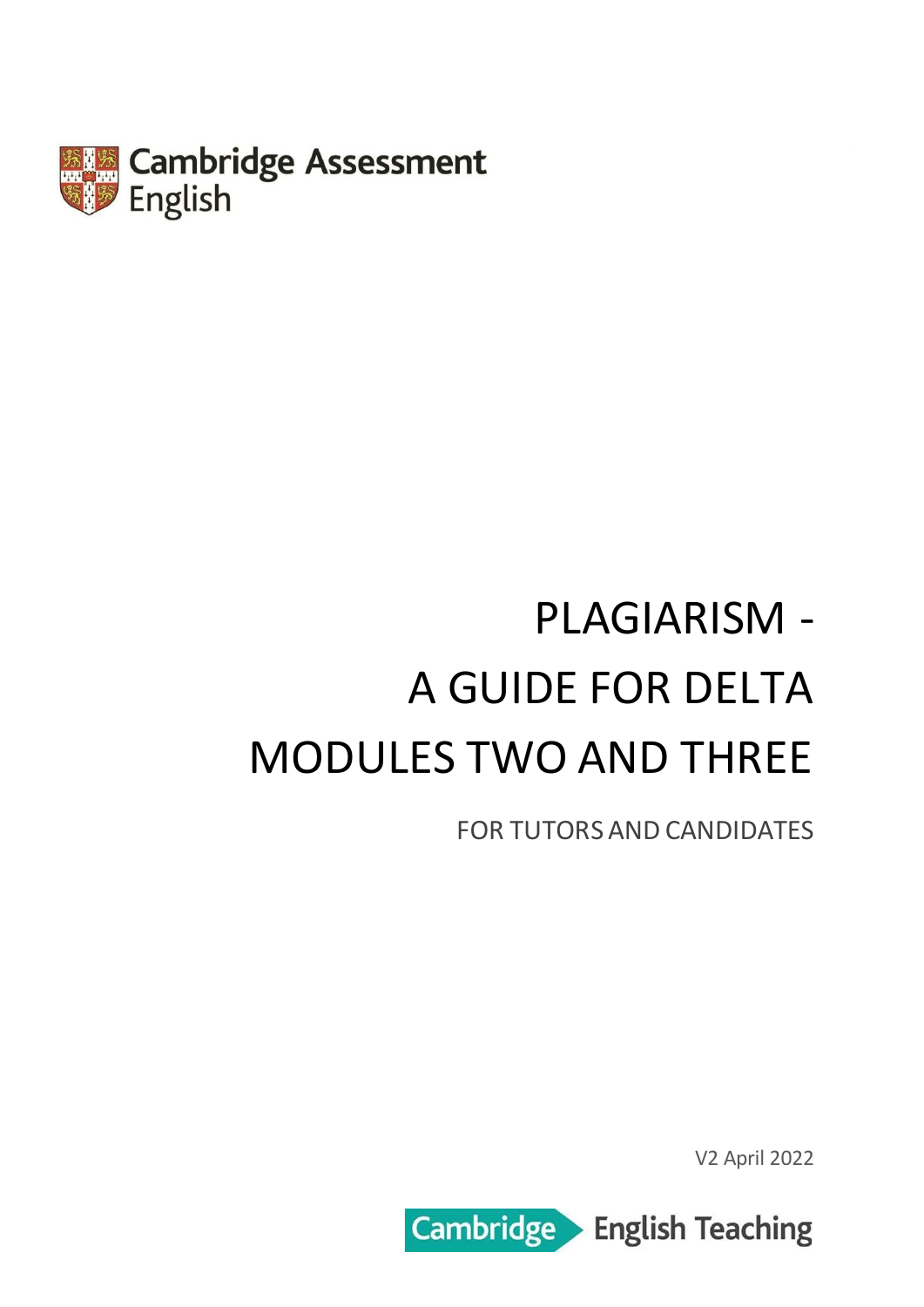Cambridge Assessment English

# PLAGIARISM - A GUIDE FOR DELTA MODULES TWO AND THREE

FOR TUTORS AND CANDIDATES

V2 April 2022

Cambridge English Teaching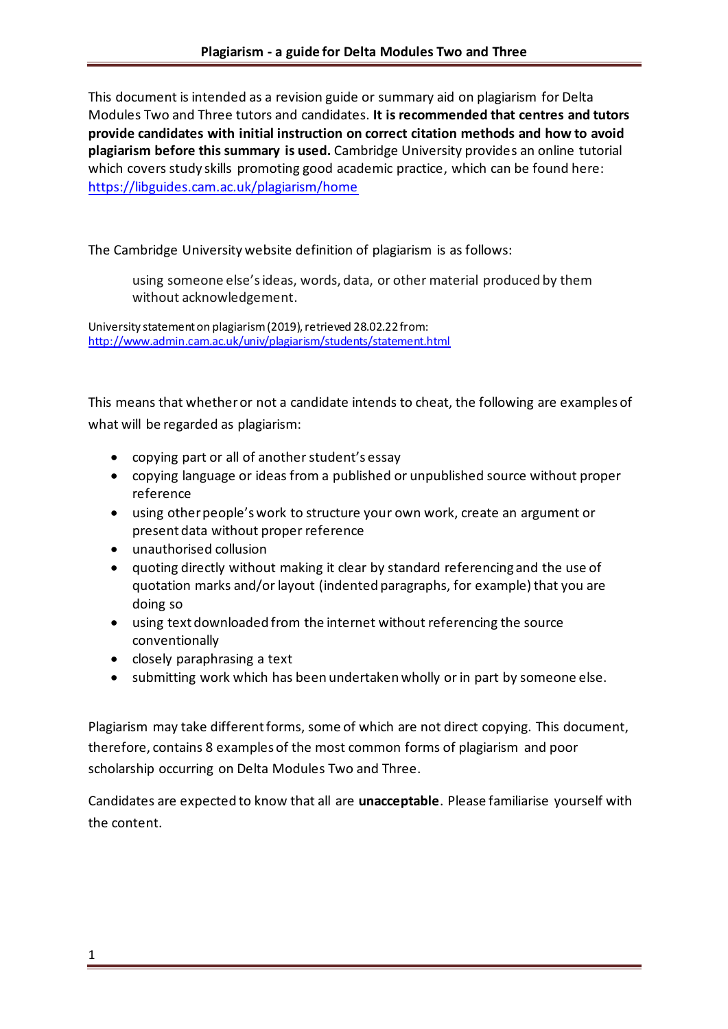# Plagiarism - a guide for Delta Modules Two and Three

This document is intended as a revision guide or summary aid on plagiarism for Delta Modules Two and Three tutors and candidates. **It is recommended that centres and tutors provide candidates with initial instruction on correct citation methods and how to avoid plagiarism before this summary is used.** Cambridge University provides an online tutorial which covers study skills promoting good academic practice, which can be found here: https://libguides.cam.ac.uk/plagiarism/home

The Cambridge University website definition of plagiarism is as follows:

> using someone else's ideas, words, data, or other material produced by them without acknowledgement.

University statement on plagiarism (2019), retrieved 28.02.22 from: http://www.admin.cam.ac.uk/univ/plagiarism/students/statement.html

This means that whether or not a candidate intends to cheat, the following are examples of what will be regarded as plagiarism:

- copying part or all of another student's essay
- copying language or ideas from a published or unpublished source without proper reference
- using other people's work to structure your own work, create an argument or present data without proper reference
- unauthorised collusion
- quoting directly without making it clear by standard referencing and the use of quotation marks and/or layout (indented paragraphs, for example) that you are doing so
- using text downloaded from the internet without referencing the source conventionally
- closely paraphrasing a text
- submitting work which has been undertaken wholly or in part by someone else.

Plagiarism may take different forms, some of which are not direct copying. This document, therefore, contains 8 examples of the most common forms of plagiarism and poor scholarship occurring on Delta Modules Two and Three.

Candidates are expected to know that all are **unacceptable**. Please familiarise yourself with the content.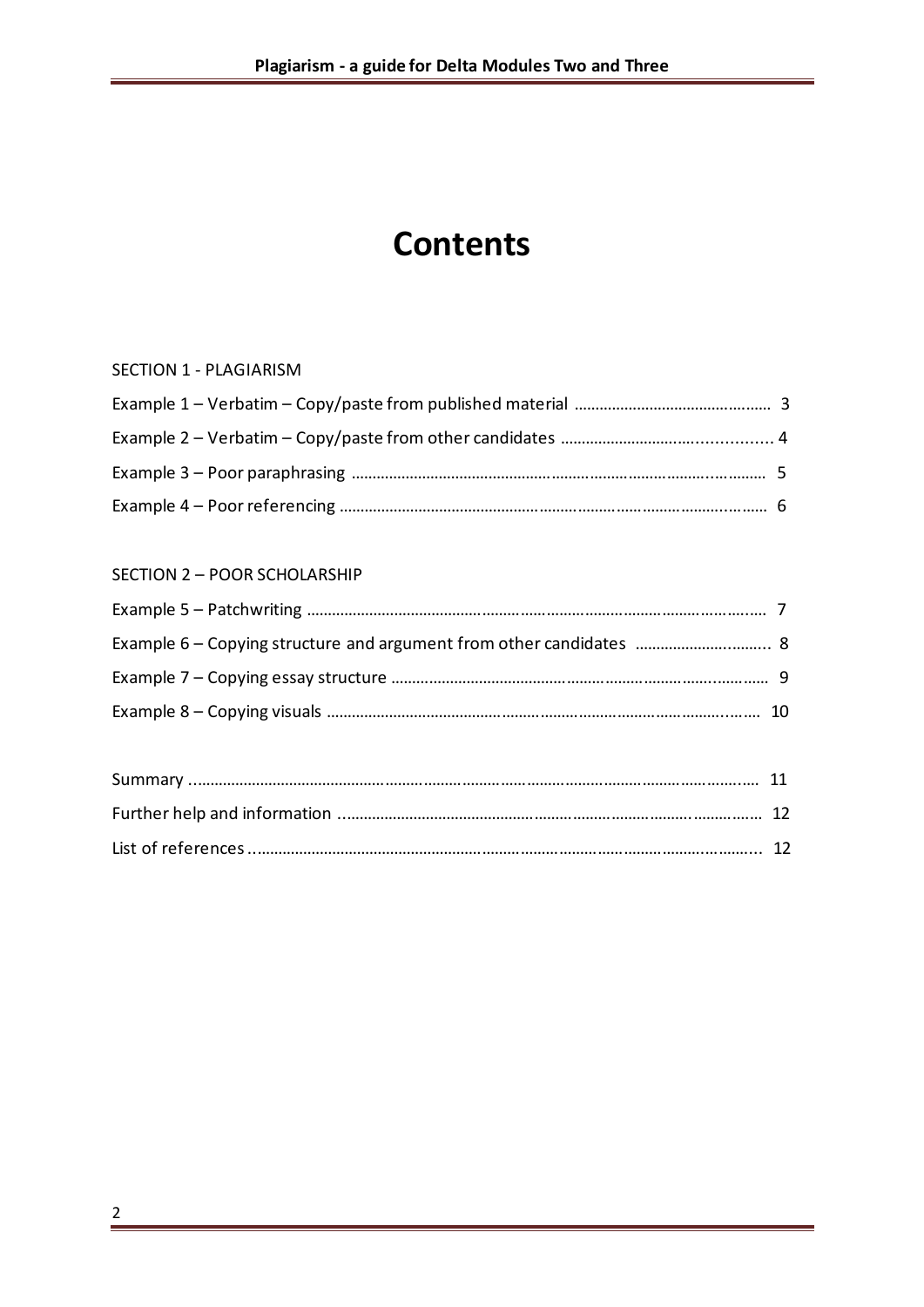# Contents

SECTION 1 - PLAGIARISM

Example 1 – Verbatim – Copy/paste from published material ........................................... 3

Example 2 – Verbatim – Copy/paste from other candidates ............................................. 4

Example 3 – Poor paraphrasing ........................................................................................ 5

Example 4 – Poor referencing ........................................................................................... 6

SECTION 2 – POOR SCHOLARSHIP

Example 5 – Patchwriting .................................................................................................. 7

Example 6 – Copying structure and argument from other candidates ............................. 8

Example 7 – Copying essay structure ................................................................................ 9

Example 8 – Copying visuals ............................................................................................ 10

Summary ........................................................................................................................... 11

Further help and information ........................................................................................... 12

List of references ............................................................................................................... 12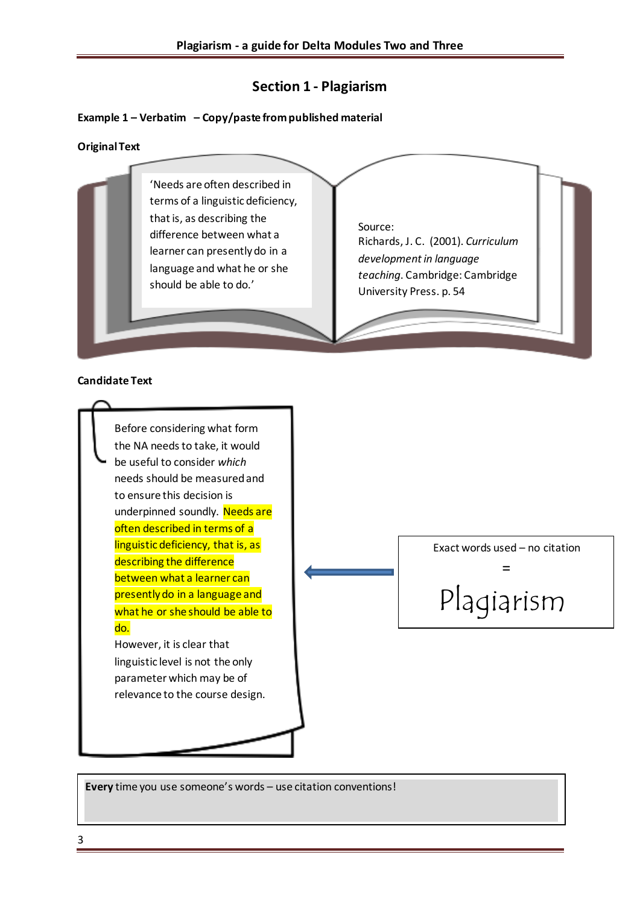# Section 1 - Plagiarism

**Example 1 – Verbatim – Copy/paste from published material**

**Original Text**

'Needs are often described in terms of a linguistic deficiency, that is, as describing the difference between what a learner can presently do in a language and what he or she should be able to do.'

Source:
Richards, J. C. (2001). *Curriculum development in language teaching*. Cambridge: Cambridge University Press. p. 54

**Candidate Text**

Before considering what form the NA needs to take, it would be useful to consider *which* needs should be measured and to ensure this decision is underpinned soundly. Needs are often described in terms of a linguistic deficiency, that is, as describing the difference between what a learner can presently do in a language and what he or she should be able to do. However, it is clear that linguistic level is not the only parameter which may be of relevance to the course design.

Exact words used – no citation
=
Plagiarism

**Every** time you use someone's words – use citation conventions!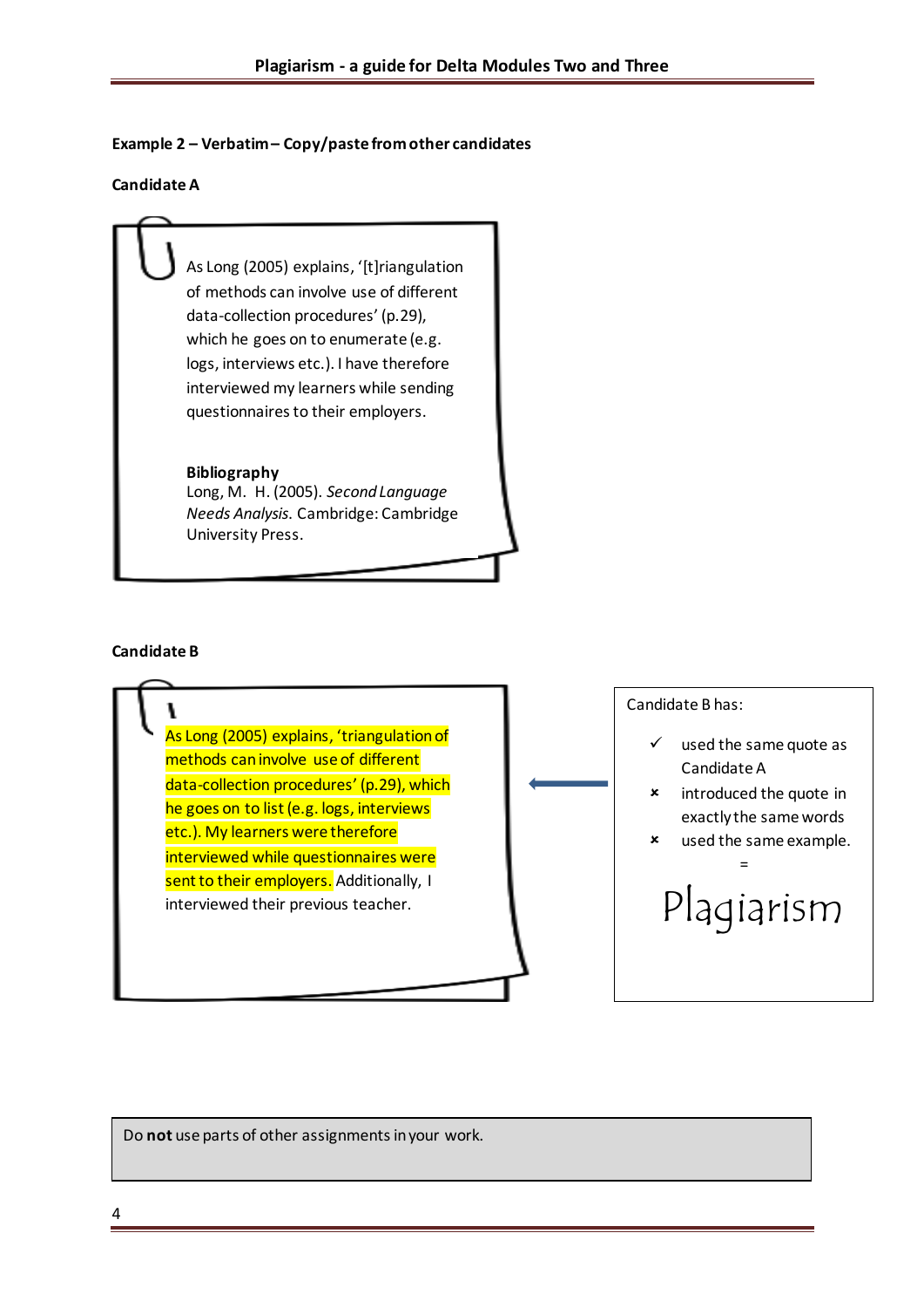**Example 2 – Verbatim – Copy/paste from other candidates**

**Candidate A**

As Long (2005) explains, '[t]riangulation of methods can involve use of different data-collection procedures' (p.29), which he goes on to enumerate (e.g. logs, interviews etc.). I have therefore interviewed my learners while sending questionnaires to their employers.

**Bibliography**

Long, M. H. (2005). *Second Language Needs Analysis*. Cambridge: Cambridge University Press.

**Candidate B**

As Long (2005) explains, 'triangulation of methods can involve use of different data-collection procedures' (p.29), which he goes on to list (e.g. logs, interviews etc.). My learners were therefore interviewed while questionnaires were sent to their employers. Additionally, I interviewed their previous teacher.

Candidate B has:

- ✓ used the same quote as Candidate A
- ✗ introduced the quote in exactly the same words
- ✗ used the same example.

=

Plagiarism

Do **not** use parts of other assignments in your work.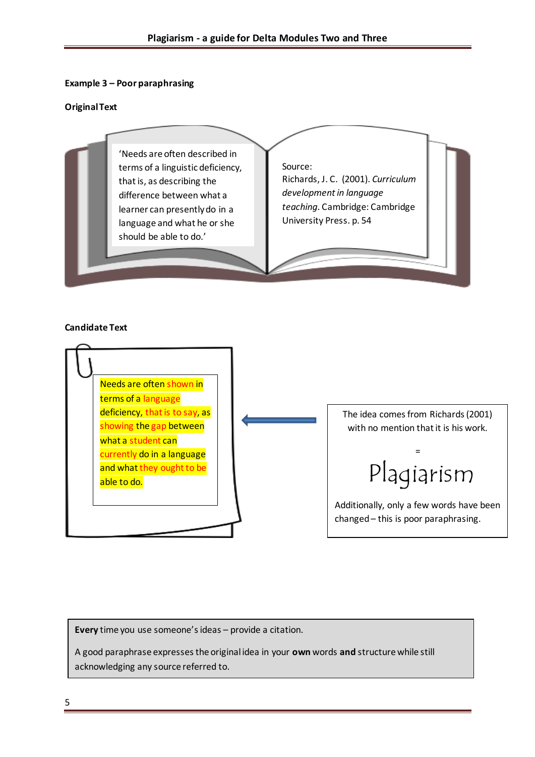### Example 3 – Poor paraphrasing

**Original Text**

'Needs are often described in terms of a linguistic deficiency, that is, as describing the difference between what a learner can presently do in a language and what he or she should be able to do.'

Source:
Richards, J. C. (2001). *Curriculum development in language teaching*. Cambridge: Cambridge University Press. p. 54

**Candidate Text**

Needs are often shown in terms of a language deficiency, that is to say, as showing the gap between what a student can currently do in a language and what they ought to be able to do.

The idea comes from Richards (2001) with no mention that it is his work.

=

Plagiarism

Additionally, only a few words have been changed – this is poor paraphrasing.

**Every** time you use someone's ideas – provide a citation.

A good paraphrase expresses the original idea in your **own** words **and** structure while still acknowledging any source referred to.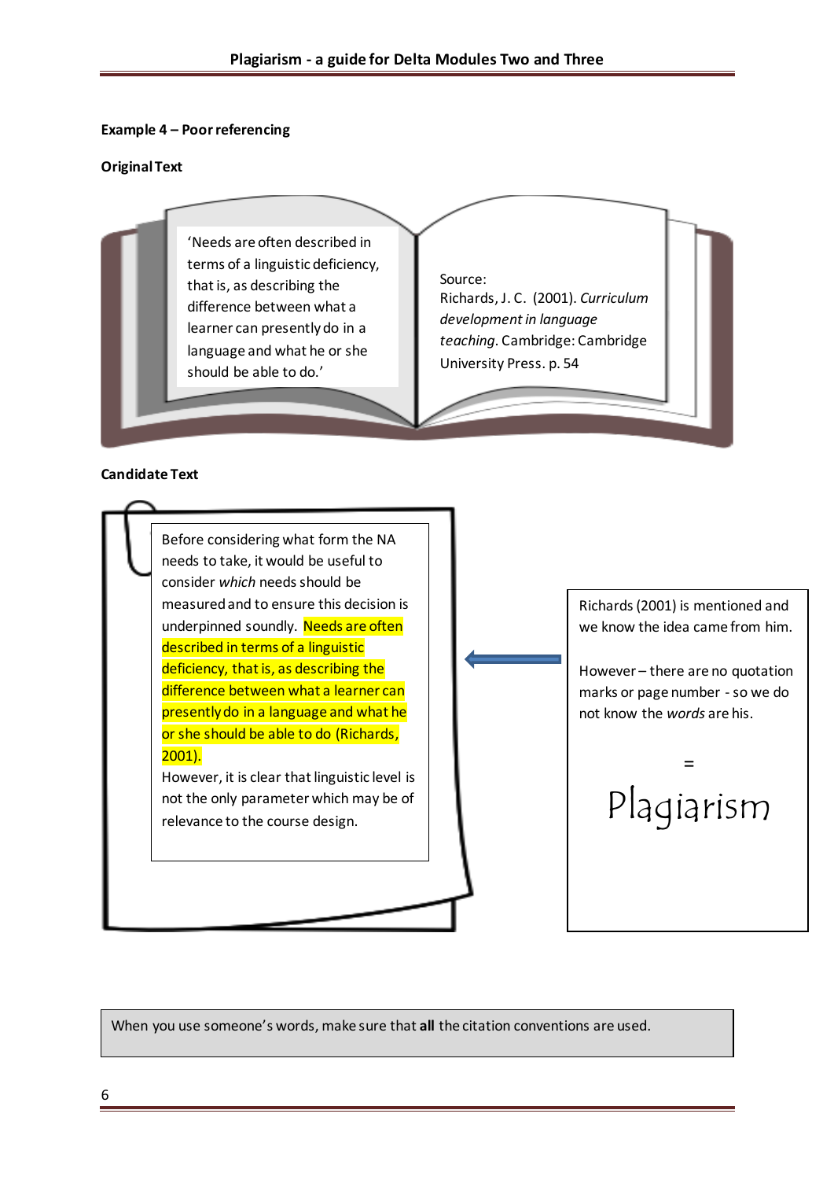**Example 4 – Poor referencing**

**Original Text**

'Needs are often described in terms of a linguistic deficiency, that is, as describing the difference between what a learner can presently do in a language and what he or she should be able to do.'

Source:
Richards, J. C. (2001). *Curriculum development in language teaching*. Cambridge: Cambridge University Press. p. 54

**Candidate Text**

Before considering what form the NA needs to take, it would be useful to consider *which* needs should be measured and to ensure this decision is underpinned soundly. Needs are often described in terms of a linguistic deficiency, that is, as describing the difference between what a learner can presently do in a language and what he or she should be able to do (Richards, 2001).
However, it is clear that linguistic level is not the only parameter which may be of relevance to the course design.

Richards (2001) is mentioned and we know the idea came from him.

However – there are no quotation marks or page number - so we do not know the *words* are his.

=

Plagiarism

When you use someone's words, make sure that **all** the citation conventions are used.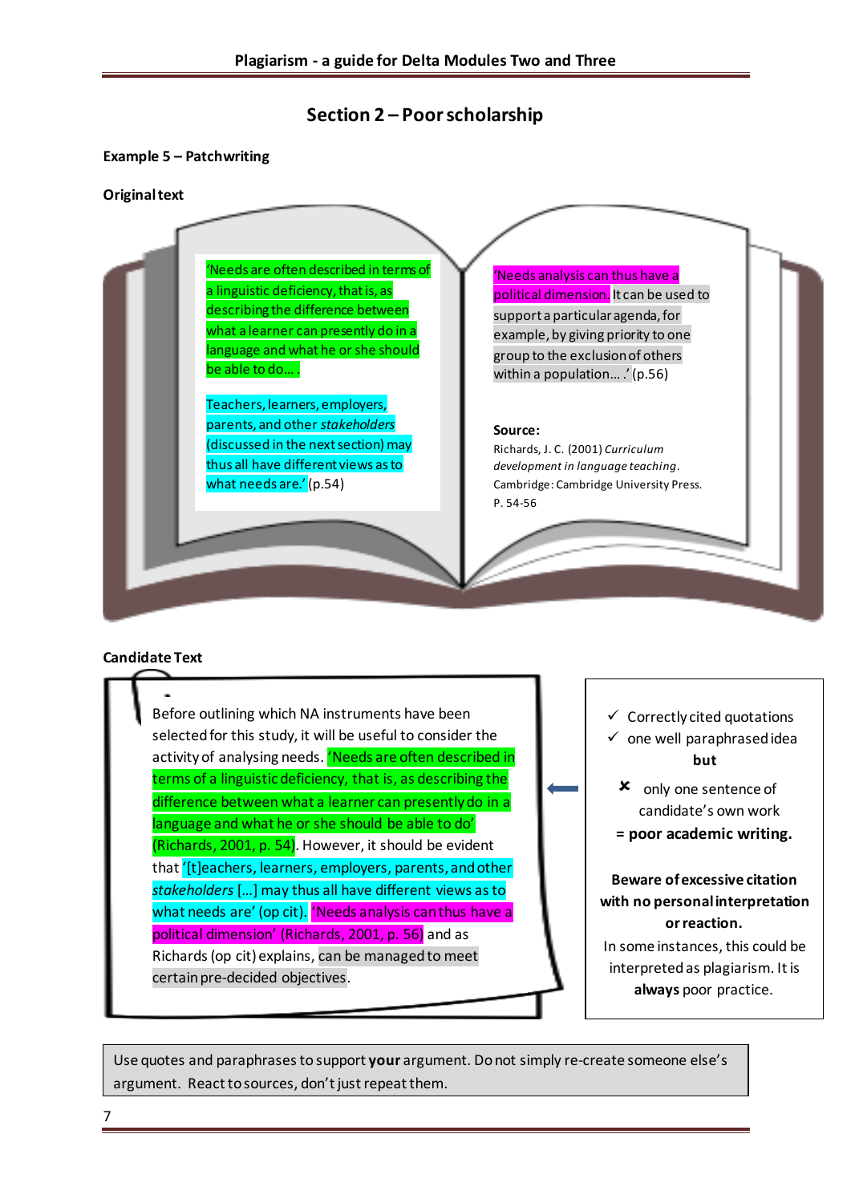## Section 2 – Poor scholarship

**Example 5 – Patchwriting**

**Original text**

'Needs are often described in terms of a linguistic deficiency, that is, as describing the difference between what a learner can presently do in a language and what he or she should be able to do… .

Teachers, learners, employers, parents, and other *stakeholders* (discussed in the next section) may thus all have different views as to what needs are.' (p.54)

'Needs analysis can thus have a political dimension. It can be used to support a particular agenda, for example, by giving priority to one group to the exclusion of others within a population… .' (p.56)

**Source:**

Richards, J. C. (2001) *Curriculum development in language teaching*. Cambridge: Cambridge University Press. P. 54-56

**Candidate Text**

Before outlining which NA instruments have been selected for this study, it will be useful to consider the activity of analysing needs. 'Needs are often described in terms of a linguistic deficiency, that is, as describing the difference between what a learner can presently do in a language and what he or she should be able to do' (Richards, 2001, p. 54). However, it should be evident that '[t]eachers, learners, employers, parents, and other *stakeholders* […] may thus all have different views as to what needs are' (op cit). 'Needs analysis can thus have a political dimension' (Richards, 2001, p. 56) and as Richards (op cit) explains, can be managed to meet certain pre-decided objectives.

- ✓ Correctly cited quotations
- ✓ one well paraphrased idea

**but**

- ✗ only one sentence of candidate's own work

**= poor academic writing.**

**Beware of excessive citation with no personal interpretation or reaction.**

In some instances, this could be interpreted as plagiarism. It is **always** poor practice.

Use quotes and paraphrases to support **your** argument. Do not simply re-create someone else's argument. React to sources, don't just repeat them.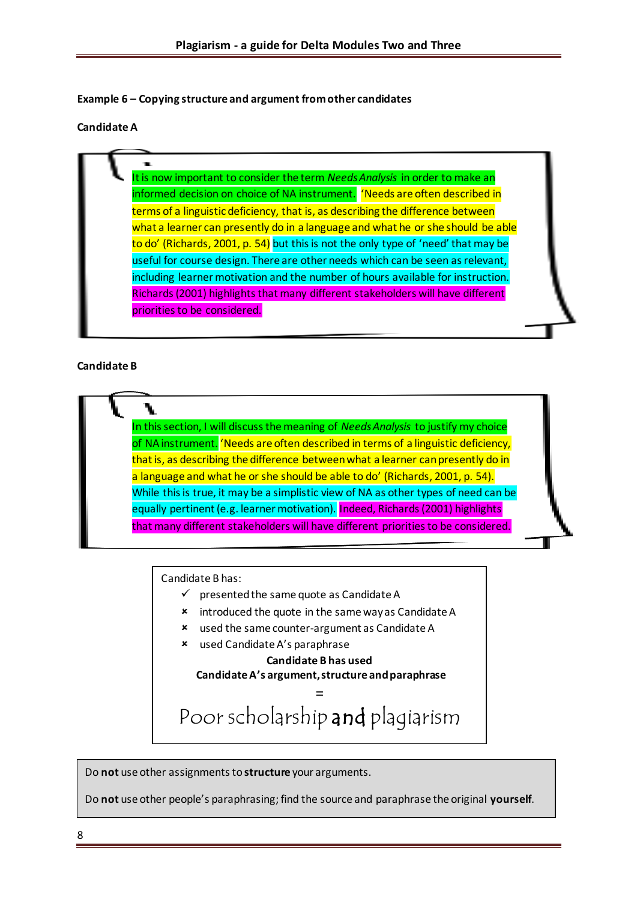**Example 6 – Copying structure and argument from other candidates**

**Candidate A**

> It is now important to consider the term *Needs Analysis* in order to make an informed decision on choice of NA instrument. 'Needs are often described in terms of a linguistic deficiency, that is, as describing the difference between what a learner can presently do in a language and what he or she should be able to do' (Richards, 2001, p. 54) but this is not the only type of 'need' that may be useful for course design. There are other needs which can be seen as relevant, including learner motivation and the number of hours available for instruction. Richards (2001) highlights that many different stakeholders will have different priorities to be considered.

**Candidate B**

> In this section, I will discuss the meaning of *Needs Analysis* to justify my choice of NA instrument. 'Needs are often described in terms of a linguistic deficiency, that is, as describing the difference between what a learner can presently do in a language and what he or she should be able to do' (Richards, 2001, p. 54). While this is true, it may be a simplistic view of NA as other types of need can be equally pertinent (e.g. learner motivation). Indeed, Richards (2001) highlights that many different stakeholders will have different priorities to be considered.

Candidate B has:

- ✓ presented the same quote as Candidate A
- ✗ introduced the quote in the same way as Candidate A
- ✗ used the same counter-argument as Candidate A
- ✗ used Candidate A's paraphrase

**Candidate B has used**
**Candidate A's argument, structure and paraphrase**

=

Poor scholarship **and** plagiarism

Do **not** use other assignments to **structure** your arguments.

Do **not** use other people's paraphrasing; find the source and paraphrase the original **yourself**.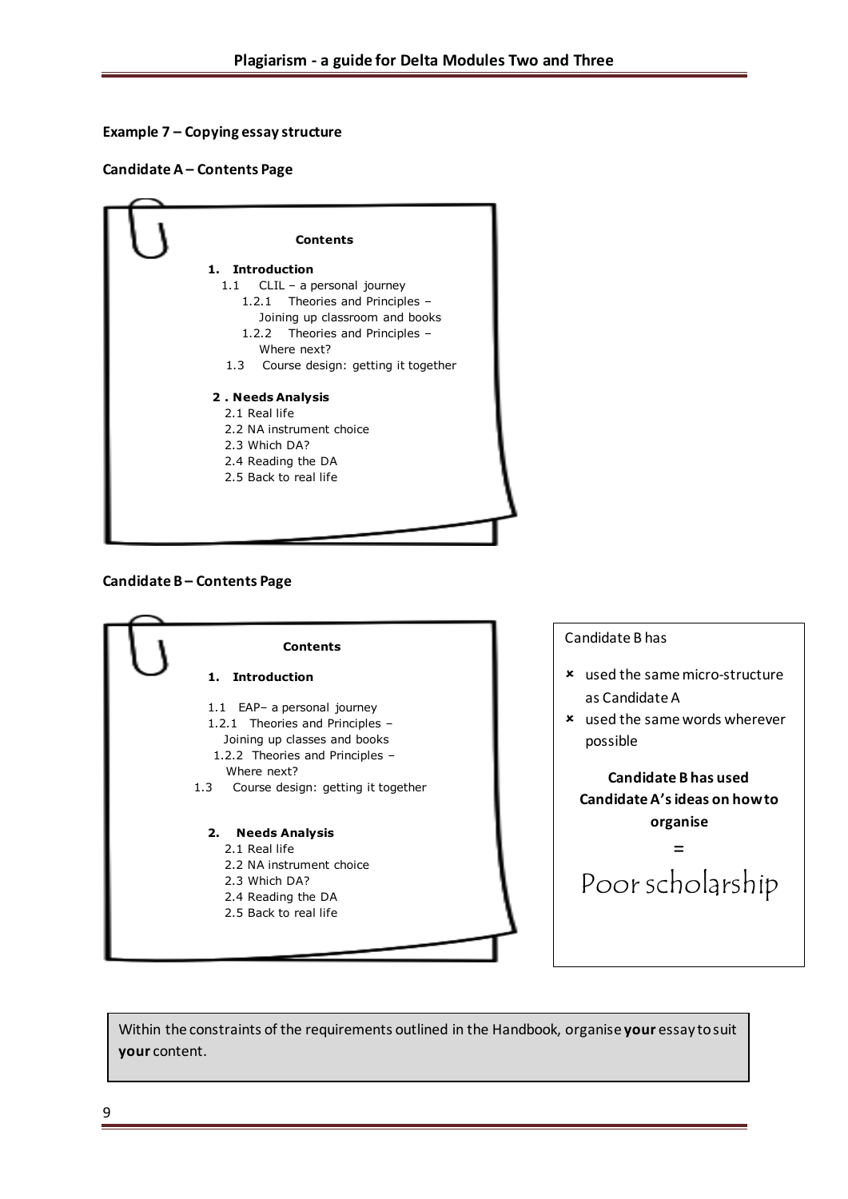### Example 7 – Copying essay structure

**Candidate A – Contents Page**

**Contents**

1. **Introduction**
   - 1.1 CLIL – a personal journey
     - 1.2.1 Theories and Principles – Joining up classroom and books
     - 1.2.2 Theories and Principles – Where next?
   - 1.3 Course design: getting it together

2. **Needs Analysis**
   - 2.1 Real life
   - 2.2 NA instrument choice
   - 2.3 Which DA?
   - 2.4 Reading the DA
   - 2.5 Back to real life

**Candidate B – Contents Page**

**Contents**

1. **Introduction**
   - 1.1 EAP– a personal journey
   - 1.2.1 Theories and Principles – Joining up classes and books
   - 1.2.2 Theories and Principles – Where next?
   - 1.3 Course design: getting it together

2. **Needs Analysis**
   - 2.1 Real life
   - 2.2 NA instrument choice
   - 2.3 Which DA?
   - 2.4 Reading the DA
   - 2.5 Back to real life

Candidate B has

- ✗ used the same micro-structure as Candidate A
- ✗ used the same words wherever possible

**Candidate B has used Candidate A's ideas on how to organise**

=

Poor scholarship

Within the constraints of the requirements outlined in the Handbook, organise **your** essay to suit **your** content.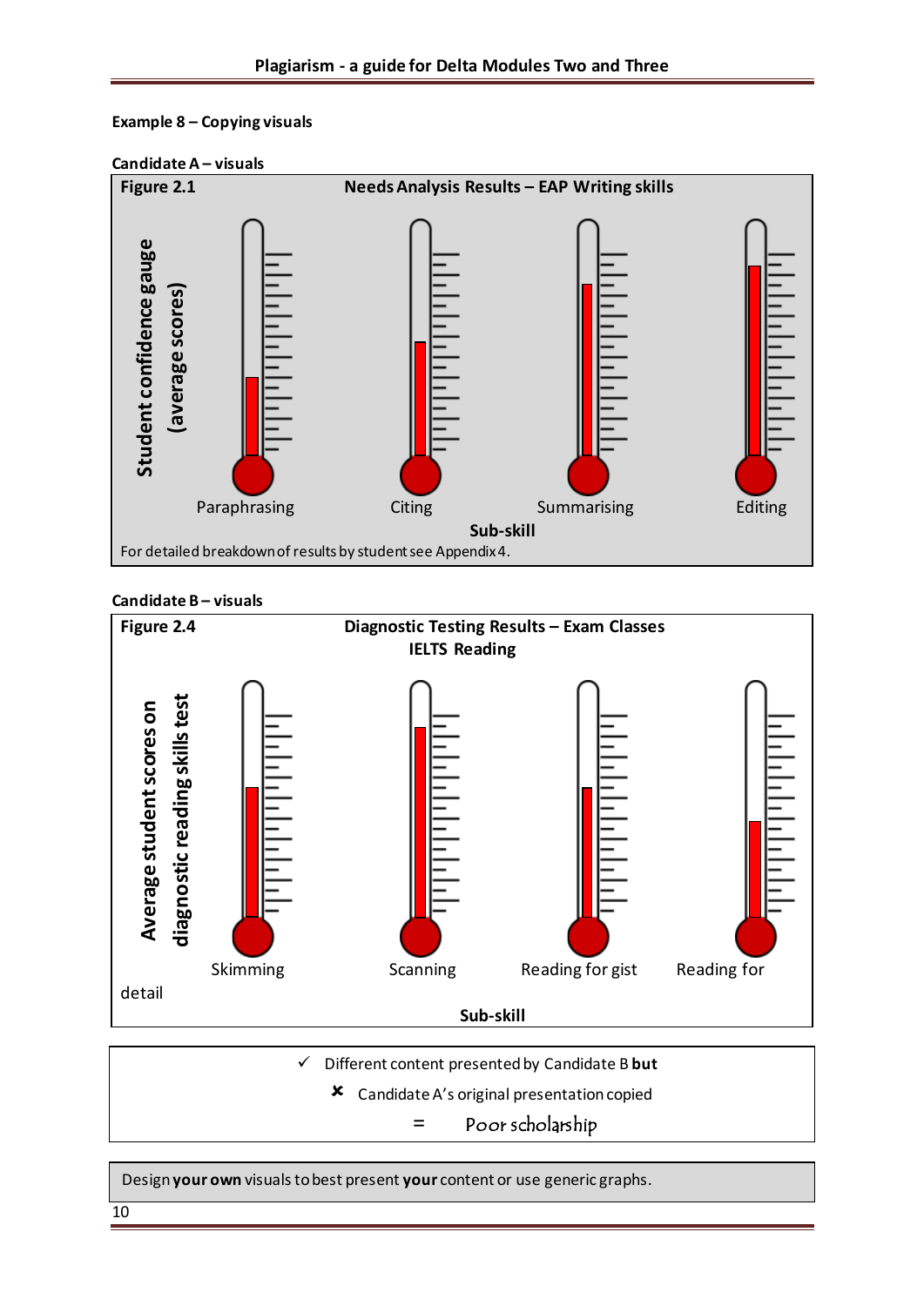**Example 8 – Copying visuals**

**Candidate A – visuals**

**Figure 2.1** **Needs Analysis Results – EAP Writing skills**

**Student confidence gauge (average scores)**

Paraphrasing Citing Summarising Editing

**Sub-skill**

For detailed breakdown of results by student see Appendix 4.

**Candidate B – visuals**

**Figure 2.4** **Diagnostic Testing Results – Exam Classes**
**IELTS Reading**

**Average student scores on diagnostic reading skills test**

Skimming Scanning Reading for gist Reading for detail

**Sub-skill**

✓ Different content presented by Candidate B **but**

✘ Candidate A's original presentation copied

= Poor scholarship

Design **your own** visuals to best present **your** content or use generic graphs.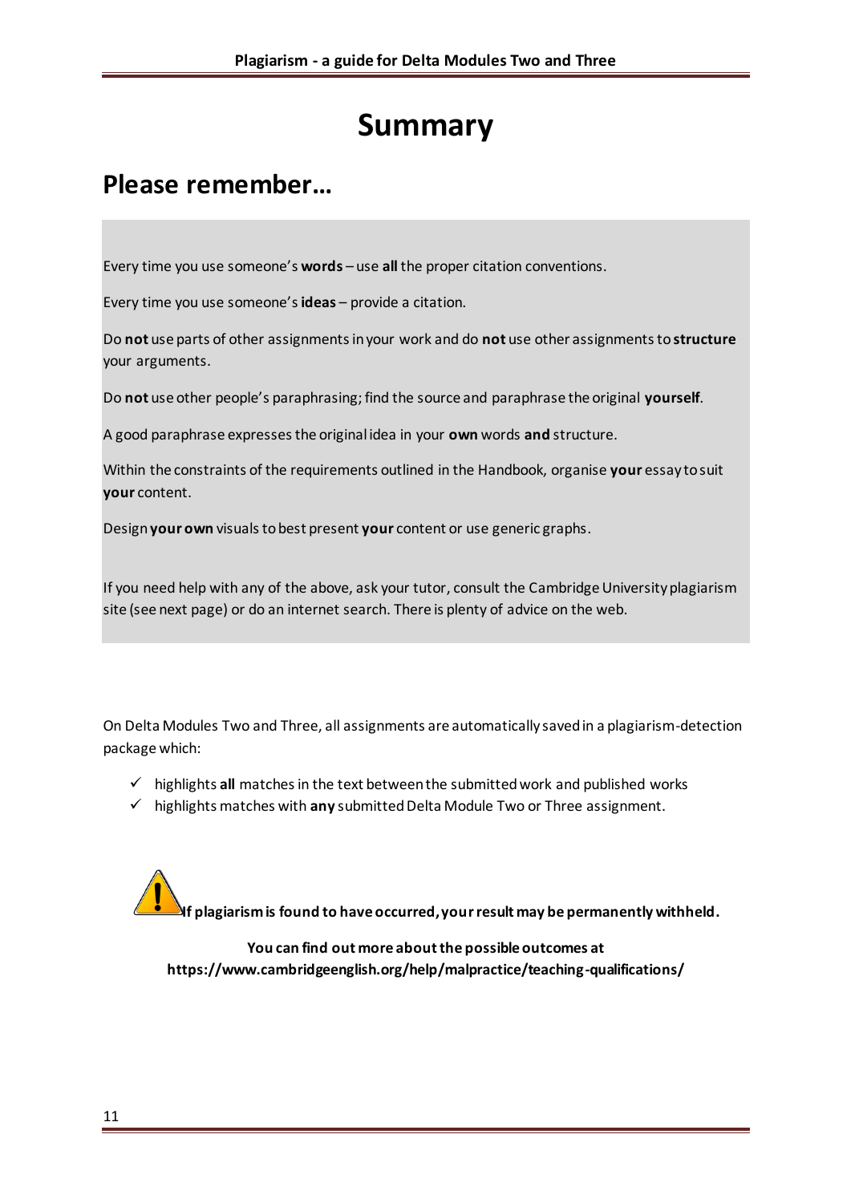# Summary

## Please remember…

Every time you use someone's **words** – use **all** the proper citation conventions.

Every time you use someone's **ideas** – provide a citation.

Do **not** use parts of other assignments in your work and do **not** use other assignments to **structure** your arguments.

Do **not** use other people's paraphrasing; find the source and paraphrase the original **yourself**.

A good paraphrase expresses the original idea in your **own** words **and** structure.

Within the constraints of the requirements outlined in the Handbook, organise **your** essay to suit **your** content.

Design **your own** visuals to best present **your** content or use generic graphs.

If you need help with any of the above, ask your tutor, consult the Cambridge University plagiarism site (see next page) or do an internet search. There is plenty of advice on the web.

On Delta Modules Two and Three, all assignments are automatically saved in a plagiarism-detection package which:

- ✓ highlights **all** matches in the text between the submitted work and published works
- ✓ highlights matches with **any** submitted Delta Module Two or Three assignment.

**If plagiarism is found to have occurred, your result may be permanently withheld.**

**You can find out more about the possible outcomes at https://www.cambridgeenglish.org/help/malpractice/teaching-qualifications/**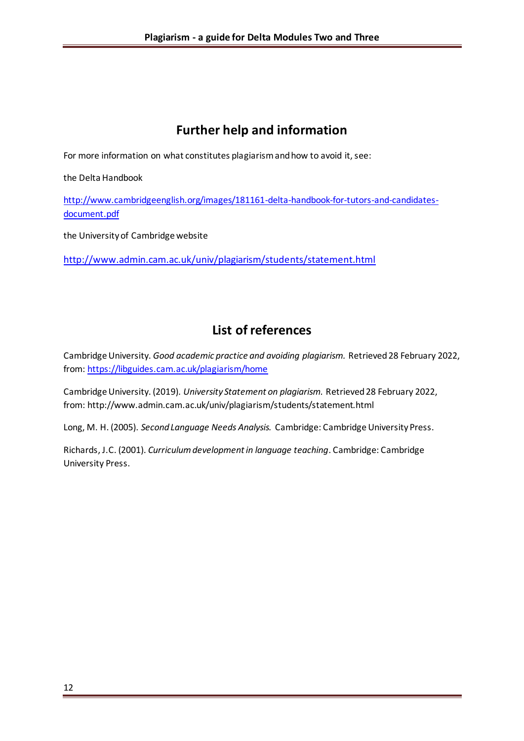## Further help and information

For more information on what constitutes plagiarism and how to avoid it, see:

the Delta Handbook

http://www.cambridgeenglish.org/images/181161-delta-handbook-for-tutors-and-candidates-document.pdf

the University of Cambridge website

http://www.admin.cam.ac.uk/univ/plagiarism/students/statement.html

## List of references

Cambridge University. *Good academic practice and avoiding plagiarism.* Retrieved 28 February 2022, from: https://libguides.cam.ac.uk/plagiarism/home

Cambridge University. (2019). *University Statement on plagiarism.* Retrieved 28 February 2022, from: http://www.admin.cam.ac.uk/univ/plagiarism/students/statement.html

Long, M. H. (2005). *Second Language Needs Analysis.* Cambridge: Cambridge University Press.

Richards, J.C. (2001). *Curriculum development in language teaching*. Cambridge: Cambridge University Press.